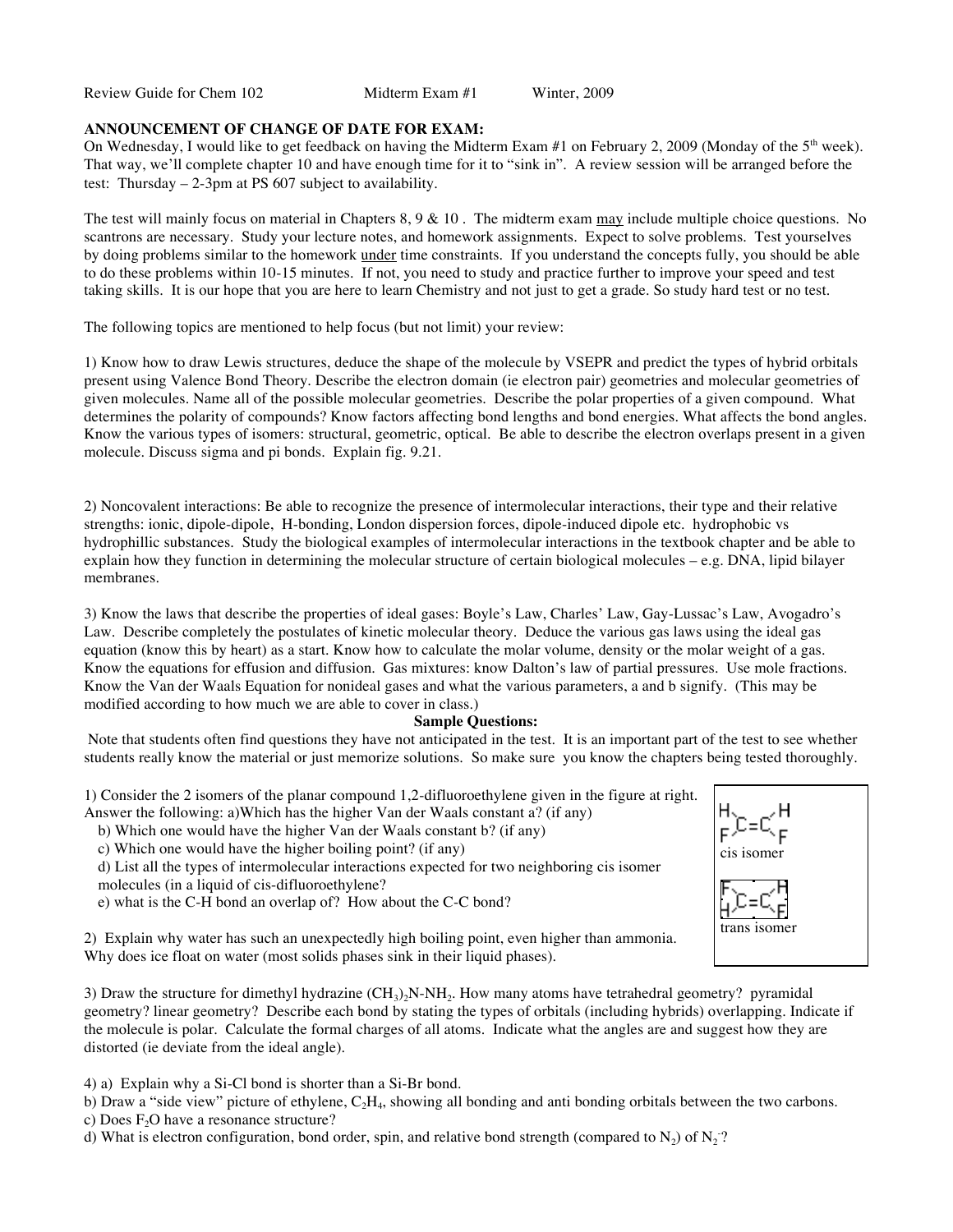Review Guide for Chem 102 Midterm Exam #1 Winter, 2009

**ANNOUNCEMENT OF CHANGE OF DATE FOR EXAM:**
On Wednesday, I would like to get feedback on having the Midterm Exam #1 on February 2, 2009 (Monday of the 5th week). That way, we'll complete chapter 10 and have enough time for it to "sink in". A review session will be arranged before the test: Thursday – 2-3pm at PS 607 subject to availability.

The test will mainly focus on material in Chapters 8, 9 & 10 . The midterm exam may include multiple choice questions. No scantrons are necessary. Study your lecture notes, and homework assignments. Expect to solve problems. Test yourselves by doing problems similar to the homework under time constraints. If you understand the concepts fully, you should be able to do these problems within 10-15 minutes. If not, you need to study and practice further to improve your speed and test taking skills. It is our hope that you are here to learn Chemistry and not just to get a grade. So study hard test or no test.

The following topics are mentioned to help focus (but not limit) your review:

1) Know how to draw Lewis structures, deduce the shape of the molecule by VSEPR and predict the types of hybrid orbitals present using Valence Bond Theory. Describe the electron domain (ie electron pair) geometries and molecular geometries of given molecules. Name all of the possible molecular geometries. Describe the polar properties of a given compound. What determines the polarity of compounds? Know factors affecting bond lengths and bond energies. What affects the bond angles. Know the various types of isomers: structural, geometric, optical. Be able to describe the electron overlaps present in a given molecule. Discuss sigma and pi bonds. Explain fig. 9.21.

2) Noncovalent interactions: Be able to recognize the presence of intermolecular interactions, their type and their relative strengths: ionic, dipole-dipole, H-bonding, London dispersion forces, dipole-induced dipole etc. hydrophobic vs hydrophillic substances. Study the biological examples of intermolecular interactions in the textbook chapter and be able to explain how they function in determining the molecular structure of certain biological molecules – e.g. DNA, lipid bilayer membranes.

3) Know the laws that describe the properties of ideal gases: Boyle's Law, Charles' Law, Gay-Lussac's Law, Avogadro's Law. Describe completely the postulates of kinetic molecular theory. Deduce the various gas laws using the ideal gas equation (know this by heart) as a start. Know how to calculate the molar volume, density or the molar weight of a gas. Know the equations for effusion and diffusion. Gas mixtures: know Dalton's law of partial pressures. Use mole fractions. Know the Van der Waals Equation for nonideal gases and what the various parameters, a and b signify. (This may be modified according to how much we are able to cover in class.)

**Sample Questions:**

Note that students often find questions they have not anticipated in the test. It is an important part of the test to see whether students really know the material or just memorize solutions. So make sure you know the chapters being tested thoroughly.

1) Consider the 2 isomers of the planar compound 1,2-difluoroethylene given in the figure at right. Answer the following: a)Which has the higher Van der Waals constant a? (if any)
   b) Which one would have the higher Van der Waals constant b? (if any)
   c) Which one would have the higher boiling point? (if any)
   d) List all the types of intermolecular interactions expected for two neighboring cis isomer molecules (in a liquid of cis-difluoroethylene?
   e) what is the C-H bond an overlap of? How about the C-C bond?

cis isomer

trans isomer

2) Explain why water has such an unexpectedly high boiling point, even higher than ammonia. Why does ice float on water (most solids phases sink in their liquid phases).

3) Draw the structure for dimethyl hydrazine $(CH_3)_2N\text{-}NH_2$. How many atoms have tetrahedral geometry? pyramidal geometry? linear geometry? Describe each bond by stating the types of orbitals (including hybrids) overlapping. Indicate if the molecule is polar. Calculate the formal charges of all atoms. Indicate what the angles are and suggest how they are distorted (ie deviate from the ideal angle).

4) a) Explain why a Si-Cl bond is shorter than a Si-Br bond.
b) Draw a "side view" picture of ethylene, $C_2H_4$, showing all bonding and anti bonding orbitals between the two carbons.
c) Does $F_2O$ have a resonance structure?
d) What is electron configuration, bond order, spin, and relative bond strength (compared to $N_2$) of $N_2^-$?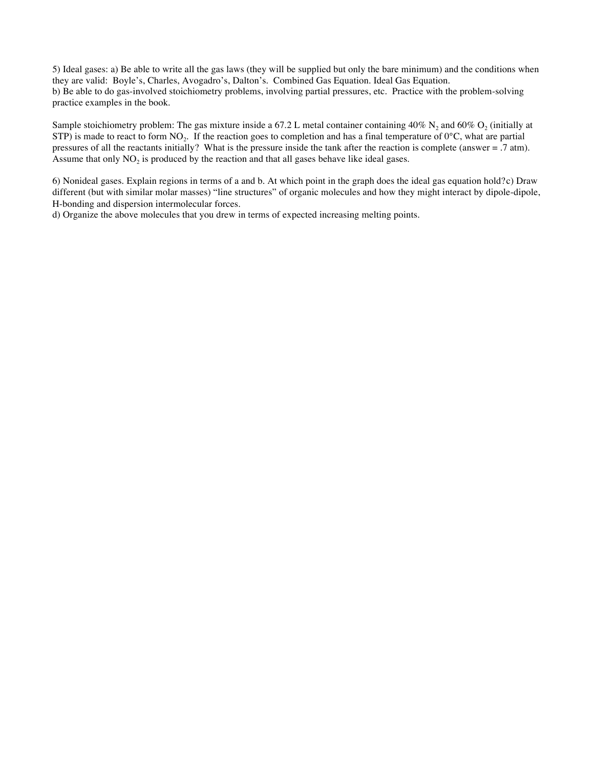5) Ideal gases: a) Be able to write all the gas laws (they will be supplied but only the bare minimum) and the conditions when they are valid: Boyle's, Charles, Avogadro's, Dalton's. Combined Gas Equation. Ideal Gas Equation.
b) Be able to do gas-involved stoichiometry problems, involving partial pressures, etc. Practice with the problem-solving practice examples in the book.

Sample stoichiometry problem: The gas mixture inside a 67.2 L metal container containing 40% $N_2$ and 60% $O_2$ (initially at STP) is made to react to form $NO_2$. If the reaction goes to completion and has a final temperature of 0°C, what are partial pressures of all the reactants initially? What is the pressure inside the tank after the reaction is complete (answer = .7 atm). Assume that only $NO_2$ is produced by the reaction and that all gases behave like ideal gases.

6) Nonideal gases. Explain regions in terms of a and b. At which point in the graph does the ideal gas equation hold?c) Draw different (but with similar molar masses) "line structures" of organic molecules and how they might interact by dipole-dipole, H-bonding and dispersion intermolecular forces.
d) Organize the above molecules that you drew in terms of expected increasing melting points.